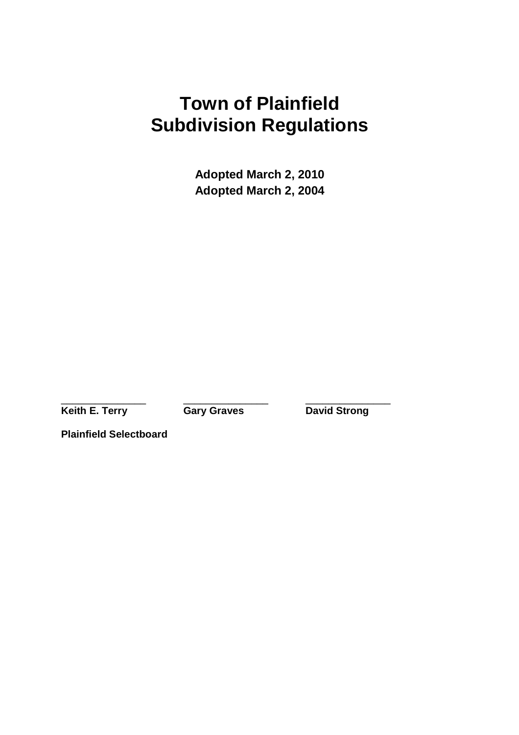# Town of Plainfield
# Subdivision Regulations

**Adopted March 2, 2010**
**Adopted March 2, 2004**

| ______________ | ______________ | ______________ |
|---|---|---|
| **Keith E. Terry** | **Gary Graves** | **David Strong** |

**Plainfield Selectboard**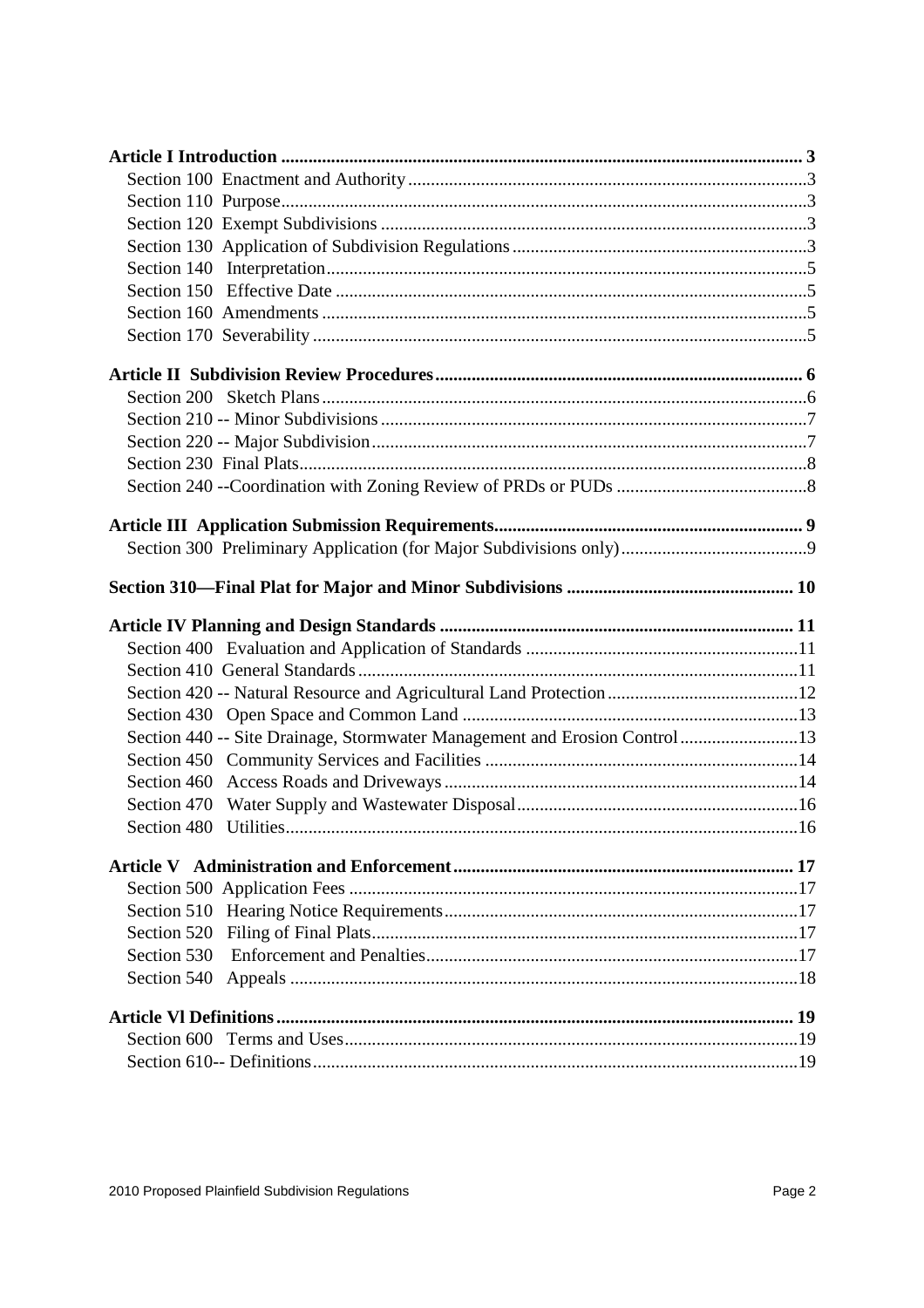**Article I Introduction** .......... **3**

Section 100 Enactment and Authority .......... 3
Section 110 Purpose .......... 3
Section 120 Exempt Subdivisions .......... 3
Section 130 Application of Subdivision Regulations .......... 3
Section 140 Interpretation .......... 5
Section 150 Effective Date .......... 5
Section 160 Amendments .......... 5
Section 170 Severability .......... 5

**Article II Subdivision Review Procedures** .......... **6**

Section 200 Sketch Plans .......... 6
Section 210 -- Minor Subdivisions .......... 7
Section 220 -- Major Subdivision .......... 7
Section 230 Final Plats .......... 8
Section 240 --Coordination with Zoning Review of PRDs or PUDs .......... 8

**Article III Application Submission Requirements** .......... **9**

Section 300 Preliminary Application (for Major Subdivisions only) .......... 9

**Section 310—Final Plat for Major and Minor Subdivisions** .......... **10**

**Article IV Planning and Design Standards** .......... **11**

Section 400 Evaluation and Application of Standards .......... 11
Section 410 General Standards .......... 11
Section 420 -- Natural Resource and Agricultural Land Protection .......... 12
Section 430 Open Space and Common Land .......... 13
Section 440 -- Site Drainage, Stormwater Management and Erosion Control .......... 13
Section 450 Community Services and Facilities .......... 14
Section 460 Access Roads and Driveways .......... 14
Section 470 Water Supply and Wastewater Disposal .......... 16
Section 480 Utilities .......... 16

**Article V Administration and Enforcement** .......... **17**

Section 500 Application Fees .......... 17
Section 510 Hearing Notice Requirements .......... 17
Section 520 Filing of Final Plats .......... 17
Section 530 Enforcement and Penalties .......... 17
Section 540 Appeals .......... 18

**Article Vl Definitions** .......... **19**

Section 600 Terms and Uses .......... 19
Section 610-- Definitions .......... 19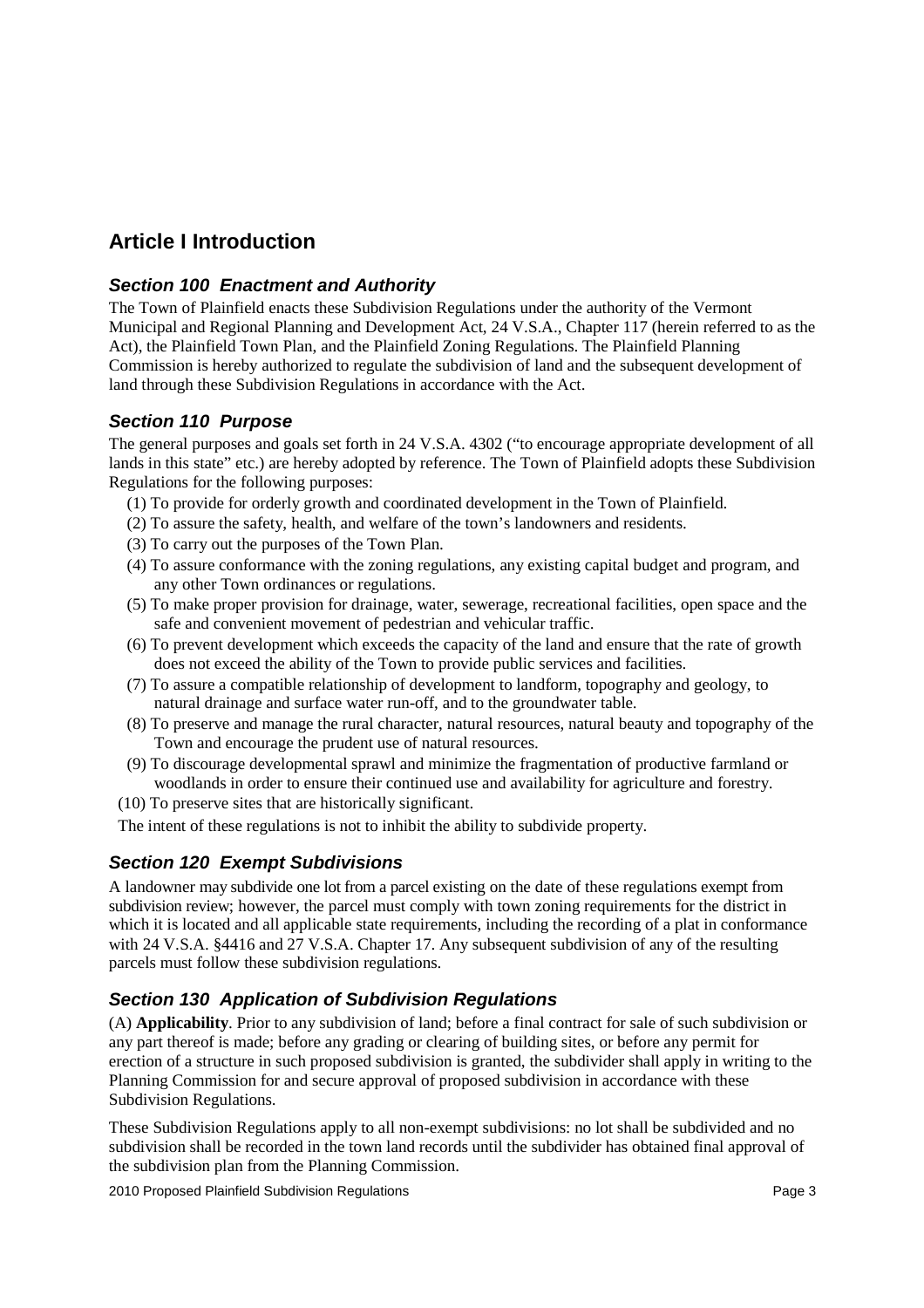## Article I Introduction

### *Section 100 Enactment and Authority*

The Town of Plainfield enacts these Subdivision Regulations under the authority of the Vermont Municipal and Regional Planning and Development Act, 24 V.S.A., Chapter 117 (herein referred to as the Act), the Plainfield Town Plan, and the Plainfield Zoning Regulations. The Plainfield Planning Commission is hereby authorized to regulate the subdivision of land and the subsequent development of land through these Subdivision Regulations in accordance with the Act.

### *Section 110 Purpose*

The general purposes and goals set forth in 24 V.S.A. 4302 ("to encourage appropriate development of all lands in this state" etc.) are hereby adopted by reference. The Town of Plainfield adopts these Subdivision Regulations for the following purposes:

(1) To provide for orderly growth and coordinated development in the Town of Plainfield.
(2) To assure the safety, health, and welfare of the town's landowners and residents.
(3) To carry out the purposes of the Town Plan.
(4) To assure conformance with the zoning regulations, any existing capital budget and program, and any other Town ordinances or regulations.
(5) To make proper provision for drainage, water, sewerage, recreational facilities, open space and the safe and convenient movement of pedestrian and vehicular traffic.
(6) To prevent development which exceeds the capacity of the land and ensure that the rate of growth does not exceed the ability of the Town to provide public services and facilities.
(7) To assure a compatible relationship of development to landform, topography and geology, to natural drainage and surface water run-off, and to the groundwater table.
(8) To preserve and manage the rural character, natural resources, natural beauty and topography of the Town and encourage the prudent use of natural resources.
(9) To discourage developmental sprawl and minimize the fragmentation of productive farmland or woodlands in order to ensure their continued use and availability for agriculture and forestry.
(10) To preserve sites that are historically significant.

The intent of these regulations is not to inhibit the ability to subdivide property.

### *Section 120 Exempt Subdivisions*

A landowner may subdivide one lot from a parcel existing on the date of these regulations exempt from subdivision review; however, the parcel must comply with town zoning requirements for the district in which it is located and all applicable state requirements, including the recording of a plat in conformance with 24 V.S.A. §4416 and 27 V.S.A. Chapter 17. Any subsequent subdivision of any of the resulting parcels must follow these subdivision regulations.

### *Section 130 Application of Subdivision Regulations*

(A) **Applicability**. Prior to any subdivision of land; before a final contract for sale of such subdivision or any part thereof is made; before any grading or clearing of building sites, or before any permit for erection of a structure in such proposed subdivision is granted, the subdivider shall apply in writing to the Planning Commission for and secure approval of proposed subdivision in accordance with these Subdivision Regulations.

These Subdivision Regulations apply to all non-exempt subdivisions: no lot shall be subdivided and no subdivision shall be recorded in the town land records until the subdivider has obtained final approval of the subdivision plan from the Planning Commission.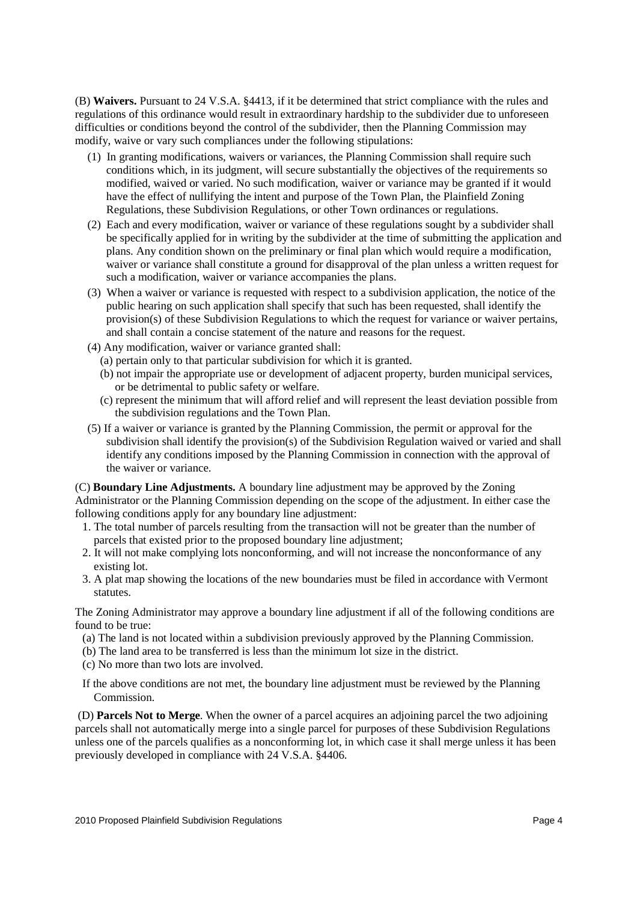(B) **Waivers.** Pursuant to 24 V.S.A. §4413, if it be determined that strict compliance with the rules and regulations of this ordinance would result in extraordinary hardship to the subdivider due to unforeseen difficulties or conditions beyond the control of the subdivider, then the Planning Commission may modify, waive or vary such compliances under the following stipulations:

(1) In granting modifications, waivers or variances, the Planning Commission shall require such conditions which, in its judgment, will secure substantially the objectives of the requirements so modified, waived or varied. No such modification, waiver or variance may be granted if it would have the effect of nullifying the intent and purpose of the Town Plan, the Plainfield Zoning Regulations, these Subdivision Regulations, or other Town ordinances or regulations.

(2) Each and every modification, waiver or variance of these regulations sought by a subdivider shall be specifically applied for in writing by the subdivider at the time of submitting the application and plans. Any condition shown on the preliminary or final plan which would require a modification, waiver or variance shall constitute a ground for disapproval of the plan unless a written request for such a modification, waiver or variance accompanies the plans.

(3) When a waiver or variance is requested with respect to a subdivision application, the notice of the public hearing on such application shall specify that such has been requested, shall identify the provision(s) of these Subdivision Regulations to which the request for variance or waiver pertains, and shall contain a concise statement of the nature and reasons for the request.

(4) Any modification, waiver or variance granted shall:

(a) pertain only to that particular subdivision for which it is granted.

(b) not impair the appropriate use or development of adjacent property, burden municipal services, or be detrimental to public safety or welfare.

(c) represent the minimum that will afford relief and will represent the least deviation possible from the subdivision regulations and the Town Plan.

(5) If a waiver or variance is granted by the Planning Commission, the permit or approval for the subdivision shall identify the provision(s) of the Subdivision Regulation waived or varied and shall identify any conditions imposed by the Planning Commission in connection with the approval of the waiver or variance.

(C) **Boundary Line Adjustments.** A boundary line adjustment may be approved by the Zoning Administrator or the Planning Commission depending on the scope of the adjustment. In either case the following conditions apply for any boundary line adjustment:

1. The total number of parcels resulting from the transaction will not be greater than the number of parcels that existed prior to the proposed boundary line adjustment;
2. It will not make complying lots nonconforming, and will not increase the nonconformance of any existing lot.
3. A plat map showing the locations of the new boundaries must be filed in accordance with Vermont statutes.

The Zoning Administrator may approve a boundary line adjustment if all of the following conditions are found to be true:

(a) The land is not located within a subdivision previously approved by the Planning Commission.

(b) The land area to be transferred is less than the minimum lot size in the district.

(c) No more than two lots are involved.

If the above conditions are not met, the boundary line adjustment must be reviewed by the Planning Commission.

(D) **Parcels Not to Merge**. When the owner of a parcel acquires an adjoining parcel the two adjoining parcels shall not automatically merge into a single parcel for purposes of these Subdivision Regulations unless one of the parcels qualifies as a nonconforming lot, in which case it shall merge unless it has been previously developed in compliance with 24 V.S.A. §4406.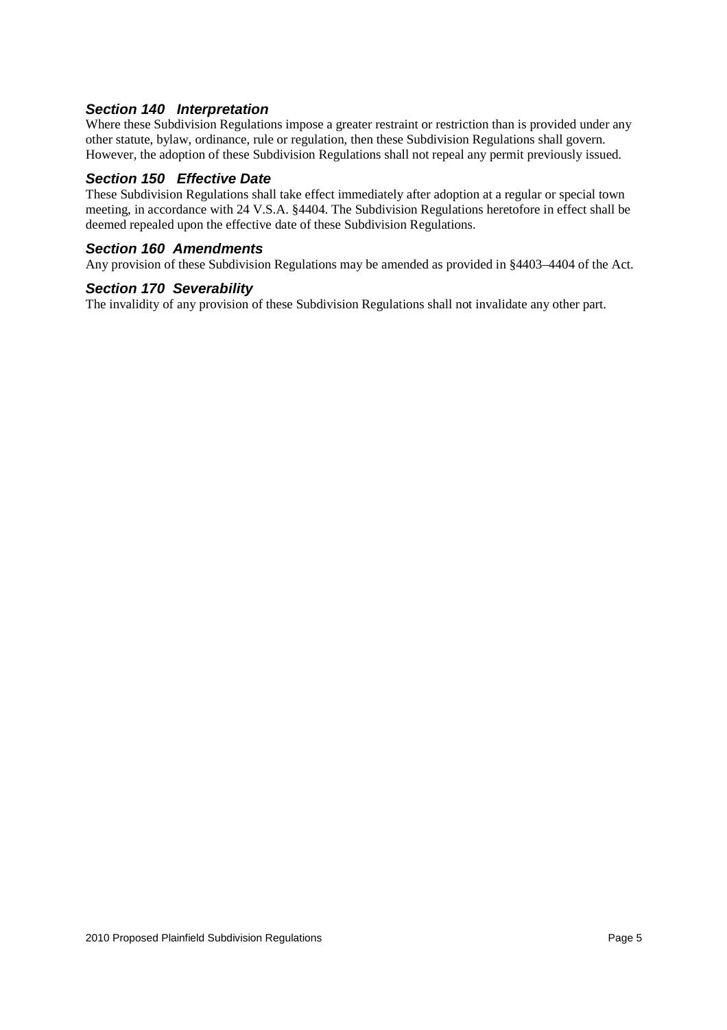### *Section 140 Interpretation*

Where these Subdivision Regulations impose a greater restraint or restriction than is provided under any other statute, bylaw, ordinance, rule or regulation, then these Subdivision Regulations shall govern. However, the adoption of these Subdivision Regulations shall not repeal any permit previously issued.

### *Section 150 Effective Date*

These Subdivision Regulations shall take effect immediately after adoption at a regular or special town meeting, in accordance with 24 V.S.A. §4404. The Subdivision Regulations heretofore in effect shall be deemed repealed upon the effective date of these Subdivision Regulations.

### *Section 160 Amendments*

Any provision of these Subdivision Regulations may be amended as provided in §4403–4404 of the Act.

### *Section 170 Severability*

The invalidity of any provision of these Subdivision Regulations shall not invalidate any other part.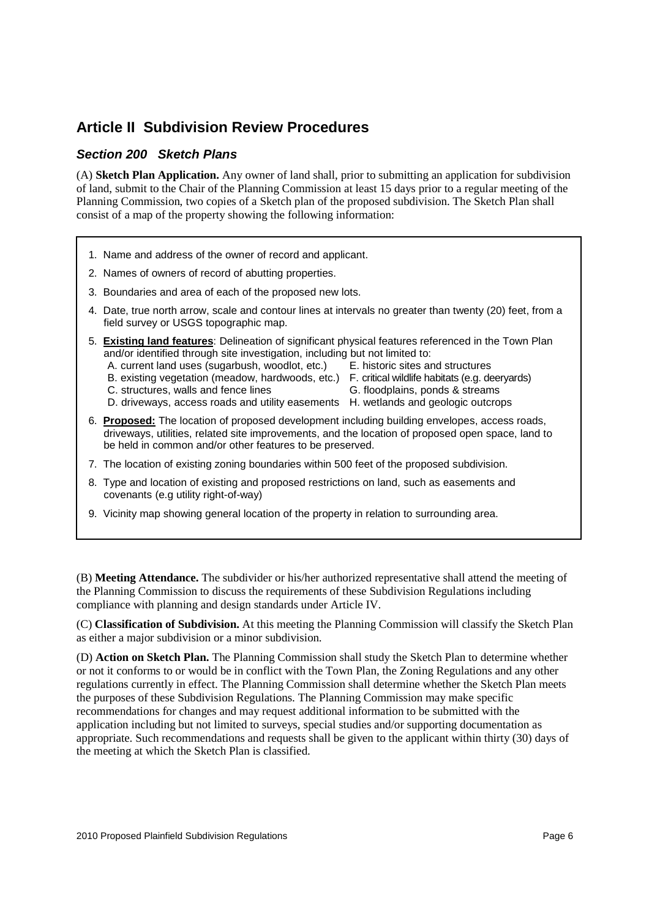# Article II Subdivision Review Procedures

## *Section 200 Sketch Plans*

(A) **Sketch Plan Application.** Any owner of land shall, prior to submitting an application for subdivision of land, submit to the Chair of the Planning Commission at least 15 days prior to a regular meeting of the Planning Commission, two copies of a Sketch plan of the proposed subdivision. The Sketch Plan shall consist of a map of the property showing the following information:

1. Name and address of the owner of record and applicant.
2. Names of owners of record of abutting properties.
3. Boundaries and area of each of the proposed new lots.
4. Date, true north arrow, scale and contour lines at intervals no greater than twenty (20) feet, from a field survey or USGS topographic map.
5. **Existing land features**: Delineation of significant physical features referenced in the Town Plan and/or identified through site investigation, including but not limited to:
   - A. current land uses (sugarbush, woodlot, etc.)
   - B. existing vegetation (meadow, hardwoods, etc.)
   - C. structures, walls and fence lines
   - D. driveways, access roads and utility easements
   - E. historic sites and structures
   - F. critical wildlife habitats (e.g. deeryards)
   - G. floodplains, ponds & streams
   - H. wetlands and geologic outcrops
6. **Proposed:** The location of proposed development including building envelopes, access roads, driveways, utilities, related site improvements, and the location of proposed open space, land to be held in common and/or other features to be preserved.
7. The location of existing zoning boundaries within 500 feet of the proposed subdivision.
8. Type and location of existing and proposed restrictions on land, such as easements and covenants (e.g utility right-of-way)
9. Vicinity map showing general location of the property in relation to surrounding area.

(B) **Meeting Attendance.** The subdivider or his/her authorized representative shall attend the meeting of the Planning Commission to discuss the requirements of these Subdivision Regulations including compliance with planning and design standards under Article IV.

(C) **Classification of Subdivision.** At this meeting the Planning Commission will classify the Sketch Plan as either a major subdivision or a minor subdivision.

(D) **Action on Sketch Plan.** The Planning Commission shall study the Sketch Plan to determine whether or not it conforms to or would be in conflict with the Town Plan, the Zoning Regulations and any other regulations currently in effect. The Planning Commission shall determine whether the Sketch Plan meets the purposes of these Subdivision Regulations. The Planning Commission may make specific recommendations for changes and may request additional information to be submitted with the application including but not limited to surveys, special studies and/or supporting documentation as appropriate. Such recommendations and requests shall be given to the applicant within thirty (30) days of the meeting at which the Sketch Plan is classified.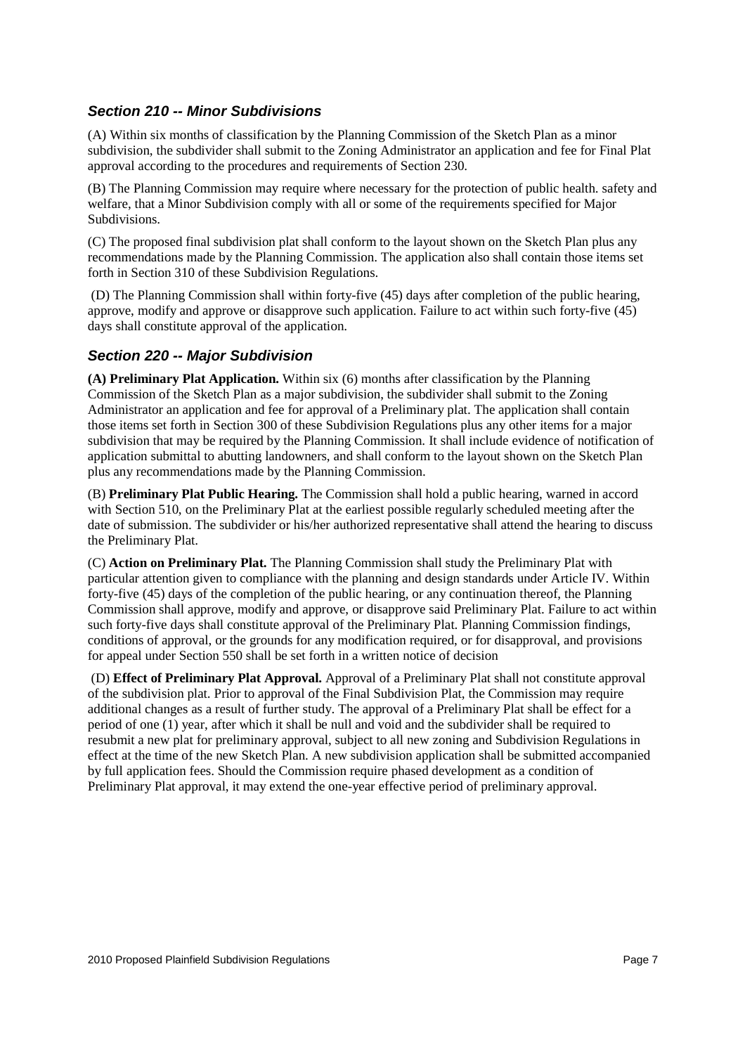### *Section 210 -- Minor Subdivisions*

(A) Within six months of classification by the Planning Commission of the Sketch Plan as a minor subdivision, the subdivider shall submit to the Zoning Administrator an application and fee for Final Plat approval according to the procedures and requirements of Section 230.

(B) The Planning Commission may require where necessary for the protection of public health. safety and welfare, that a Minor Subdivision comply with all or some of the requirements specified for Major Subdivisions.

(C) The proposed final subdivision plat shall conform to the layout shown on the Sketch Plan plus any recommendations made by the Planning Commission. The application also shall contain those items set forth in Section 310 of these Subdivision Regulations.

(D) The Planning Commission shall within forty-five (45) days after completion of the public hearing, approve, modify and approve or disapprove such application. Failure to act within such forty-five (45) days shall constitute approval of the application.

### *Section 220 -- Major Subdivision*

**(A) Preliminary Plat Application.** Within six (6) months after classification by the Planning Commission of the Sketch Plan as a major subdivision, the subdivider shall submit to the Zoning Administrator an application and fee for approval of a Preliminary plat. The application shall contain those items set forth in Section 300 of these Subdivision Regulations plus any other items for a major subdivision that may be required by the Planning Commission. It shall include evidence of notification of application submittal to abutting landowners, and shall conform to the layout shown on the Sketch Plan plus any recommendations made by the Planning Commission.

(B) **Preliminary Plat Public Hearing.** The Commission shall hold a public hearing, warned in accord with Section 510, on the Preliminary Plat at the earliest possible regularly scheduled meeting after the date of submission. The subdivider or his/her authorized representative shall attend the hearing to discuss the Preliminary Plat.

(C) **Action on Preliminary Plat.** The Planning Commission shall study the Preliminary Plat with particular attention given to compliance with the planning and design standards under Article IV. Within forty-five (45) days of the completion of the public hearing, or any continuation thereof, the Planning Commission shall approve, modify and approve, or disapprove said Preliminary Plat. Failure to act within such forty-five days shall constitute approval of the Preliminary Plat. Planning Commission findings, conditions of approval, or the grounds for any modification required, or for disapproval, and provisions for appeal under Section 550 shall be set forth in a written notice of decision

(D) **Effect of Preliminary Plat Approval.** Approval of a Preliminary Plat shall not constitute approval of the subdivision plat. Prior to approval of the Final Subdivision Plat, the Commission may require additional changes as a result of further study. The approval of a Preliminary Plat shall be effect for a period of one (1) year, after which it shall be null and void and the subdivider shall be required to resubmit a new plat for preliminary approval, subject to all new zoning and Subdivision Regulations in effect at the time of the new Sketch Plan. A new subdivision application shall be submitted accompanied by full application fees. Should the Commission require phased development as a condition of Preliminary Plat approval, it may extend the one-year effective period of preliminary approval.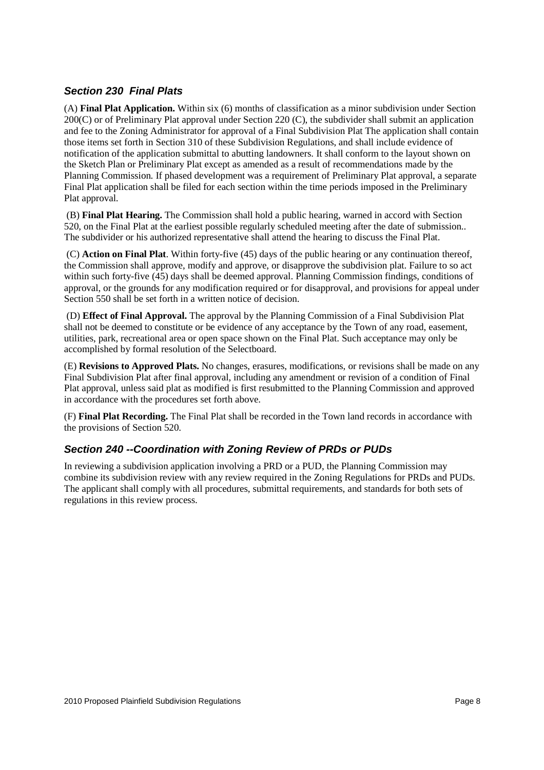### *Section 230 Final Plats*

(A) **Final Plat Application.** Within six (6) months of classification as a minor subdivision under Section 200(C) or of Preliminary Plat approval under Section 220 (C), the subdivider shall submit an application and fee to the Zoning Administrator for approval of a Final Subdivision Plat The application shall contain those items set forth in Section 310 of these Subdivision Regulations, and shall include evidence of notification of the application submittal to abutting landowners. It shall conform to the layout shown on the Sketch Plan or Preliminary Plat except as amended as a result of recommendations made by the Planning Commission. If phased development was a requirement of Preliminary Plat approval, a separate Final Plat application shall be filed for each section within the time periods imposed in the Preliminary Plat approval.

(B) **Final Plat Hearing.** The Commission shall hold a public hearing, warned in accord with Section 520, on the Final Plat at the earliest possible regularly scheduled meeting after the date of submission.. The subdivider or his authorized representative shall attend the hearing to discuss the Final Plat.

(C) **Action on Final Plat**. Within forty-five (45) days of the public hearing or any continuation thereof, the Commission shall approve, modify and approve, or disapprove the subdivision plat. Failure to so act within such forty-five (45) days shall be deemed approval. Planning Commission findings, conditions of approval, or the grounds for any modification required or for disapproval, and provisions for appeal under Section 550 shall be set forth in a written notice of decision.

(D) **Effect of Final Approval.** The approval by the Planning Commission of a Final Subdivision Plat shall not be deemed to constitute or be evidence of any acceptance by the Town of any road, easement, utilities, park, recreational area or open space shown on the Final Plat. Such acceptance may only be accomplished by formal resolution of the Selectboard.

(E) **Revisions to Approved Plats.** No changes, erasures, modifications, or revisions shall be made on any Final Subdivision Plat after final approval, including any amendment or revision of a condition of Final Plat approval, unless said plat as modified is first resubmitted to the Planning Commission and approved in accordance with the procedures set forth above.

(F) **Final Plat Recording.** The Final Plat shall be recorded in the Town land records in accordance with the provisions of Section 520.

### *Section 240 --Coordination with Zoning Review of PRDs or PUDs*

In reviewing a subdivision application involving a PRD or a PUD, the Planning Commission may combine its subdivision review with any review required in the Zoning Regulations for PRDs and PUDs. The applicant shall comply with all procedures, submittal requirements, and standards for both sets of regulations in this review process.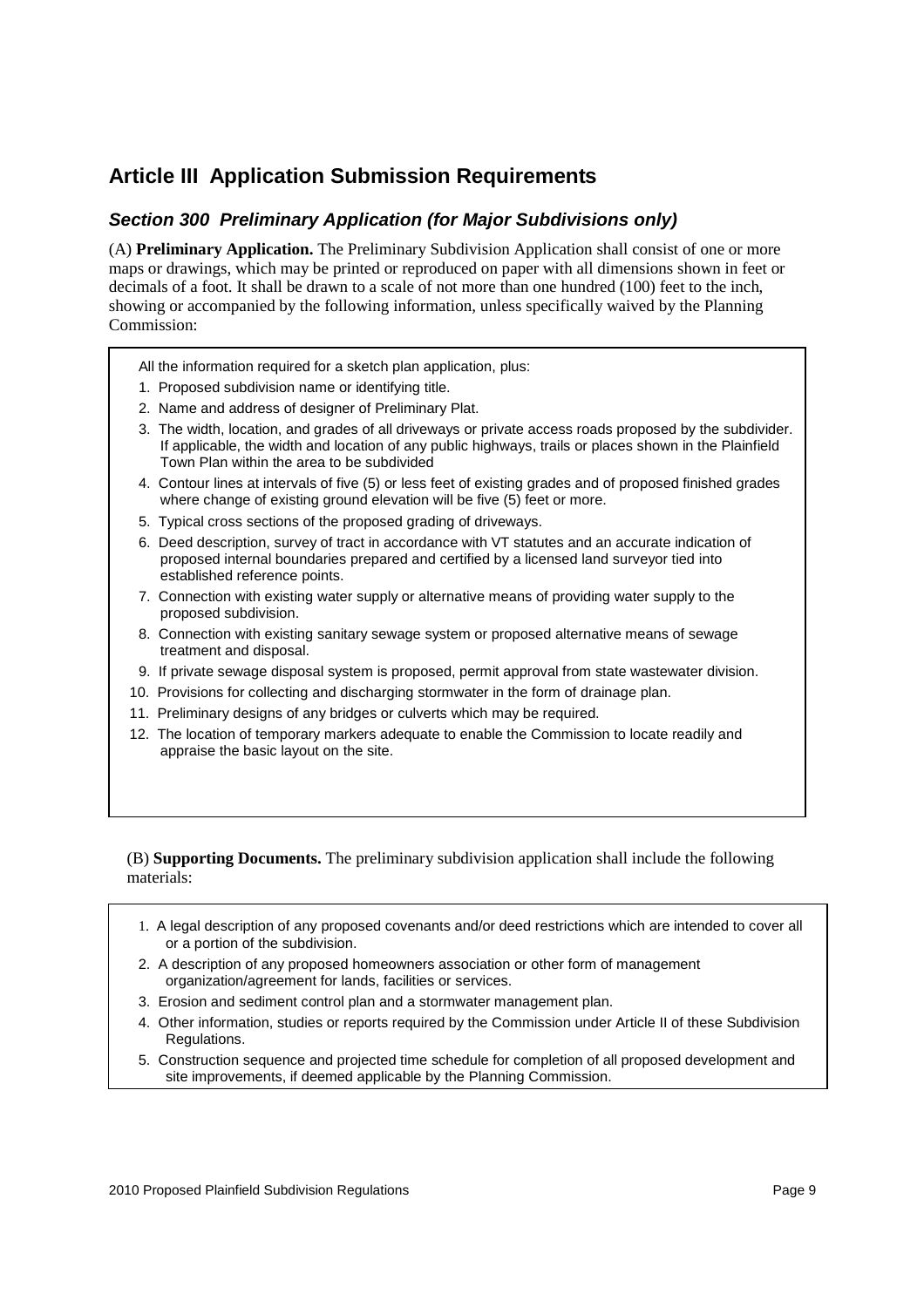# Article III Application Submission Requirements

## *Section 300 Preliminary Application (for Major Subdivisions only)*

(A) **Preliminary Application.** The Preliminary Subdivision Application shall consist of one or more maps or drawings, which may be printed or reproduced on paper with all dimensions shown in feet or decimals of a foot. It shall be drawn to a scale of not more than one hundred (100) feet to the inch, showing or accompanied by the following information, unless specifically waived by the Planning Commission:

All the information required for a sketch plan application, plus:

1. Proposed subdivision name or identifying title.
2. Name and address of designer of Preliminary Plat.
3. The width, location, and grades of all driveways or private access roads proposed by the subdivider. If applicable, the width and location of any public highways, trails or places shown in the Plainfield Town Plan within the area to be subdivided
4. Contour lines at intervals of five (5) or less feet of existing grades and of proposed finished grades where change of existing ground elevation will be five (5) feet or more.
5. Typical cross sections of the proposed grading of driveways.
6. Deed description, survey of tract in accordance with VT statutes and an accurate indication of proposed internal boundaries prepared and certified by a licensed land surveyor tied into established reference points.
7. Connection with existing water supply or alternative means of providing water supply to the proposed subdivision.
8. Connection with existing sanitary sewage system or proposed alternative means of sewage treatment and disposal.
9. If private sewage disposal system is proposed, permit approval from state wastewater division.
10. Provisions for collecting and discharging stormwater in the form of drainage plan.
11. Preliminary designs of any bridges or culverts which may be required.
12. The location of temporary markers adequate to enable the Commission to locate readily and appraise the basic layout on the site.

(B) **Supporting Documents.** The preliminary subdivision application shall include the following materials:

1. A legal description of any proposed covenants and/or deed restrictions which are intended to cover all or a portion of the subdivision.
2. A description of any proposed homeowners association or other form of management organization/agreement for lands, facilities or services.
3. Erosion and sediment control plan and a stormwater management plan.
4. Other information, studies or reports required by the Commission under Article II of these Subdivision Regulations.
5. Construction sequence and projected time schedule for completion of all proposed development and site improvements, if deemed applicable by the Planning Commission.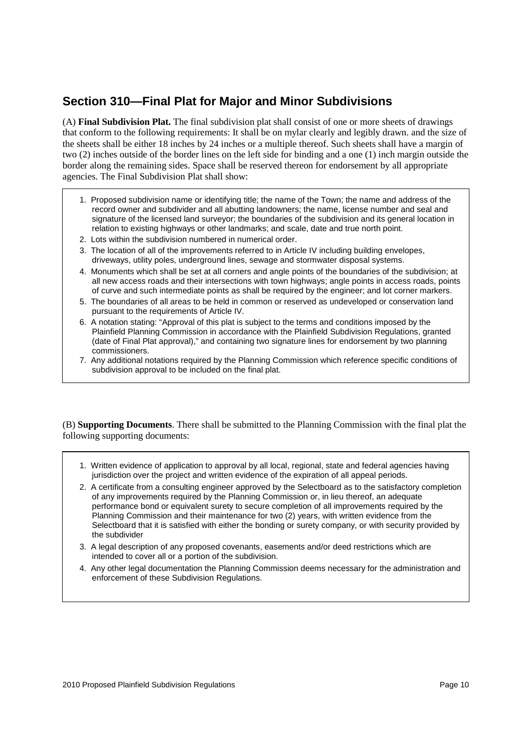## Section 310—Final Plat for Major and Minor Subdivisions

(A) **Final Subdivision Plat.** The final subdivision plat shall consist of one or more sheets of drawings that conform to the following requirements: It shall be on mylar clearly and legibly drawn. and the size of the sheets shall be either 18 inches by 24 inches or a multiple thereof. Such sheets shall have a margin of two (2) inches outside of the border lines on the left side for binding and a one (1) inch margin outside the border along the remaining sides. Space shall be reserved thereon for endorsement by all appropriate agencies. The Final Subdivision Plat shall show:

1. Proposed subdivision name or identifying title; the name of the Town; the name and address of the record owner and subdivider and all abutting landowners; the name, license number and seal and signature of the licensed land surveyor; the boundaries of the subdivision and its general location in relation to existing highways or other landmarks; and scale, date and true north point.
2. Lots within the subdivision numbered in numerical order.
3. The location of all of the improvements referred to in Article IV including building envelopes, driveways, utility poles, underground lines, sewage and stormwater disposal systems.
4. Monuments which shall be set at all corners and angle points of the boundaries of the subdivision; at all new access roads and their intersections with town highways; angle points in access roads, points of curve and such intermediate points as shall be required by the engineer; and lot corner markers.
5. The boundaries of all areas to be held in common or reserved as undeveloped or conservation land pursuant to the requirements of Article IV.
6. A notation stating: "Approval of this plat is subject to the terms and conditions imposed by the Plainfield Planning Commission in accordance with the Plainfield Subdivision Regulations, granted (date of Final Plat approval)," and containing two signature lines for endorsement by two planning commissioners.
7. Any additional notations required by the Planning Commission which reference specific conditions of subdivision approval to be included on the final plat.

(B) **Supporting Documents**. There shall be submitted to the Planning Commission with the final plat the following supporting documents:

1. Written evidence of application to approval by all local, regional, state and federal agencies having jurisdiction over the project and written evidence of the expiration of all appeal periods.
2. A certificate from a consulting engineer approved by the Selectboard as to the satisfactory completion of any improvements required by the Planning Commission or, in lieu thereof, an adequate performance bond or equivalent surety to secure completion of all improvements required by the Planning Commission and their maintenance for two (2) years, with written evidence from the Selectboard that it is satisfied with either the bonding or surety company, or with security provided by the subdivider
3. A legal description of any proposed covenants, easements and/or deed restrictions which are intended to cover all or a portion of the subdivision.
4. Any other legal documentation the Planning Commission deems necessary for the administration and enforcement of these Subdivision Regulations.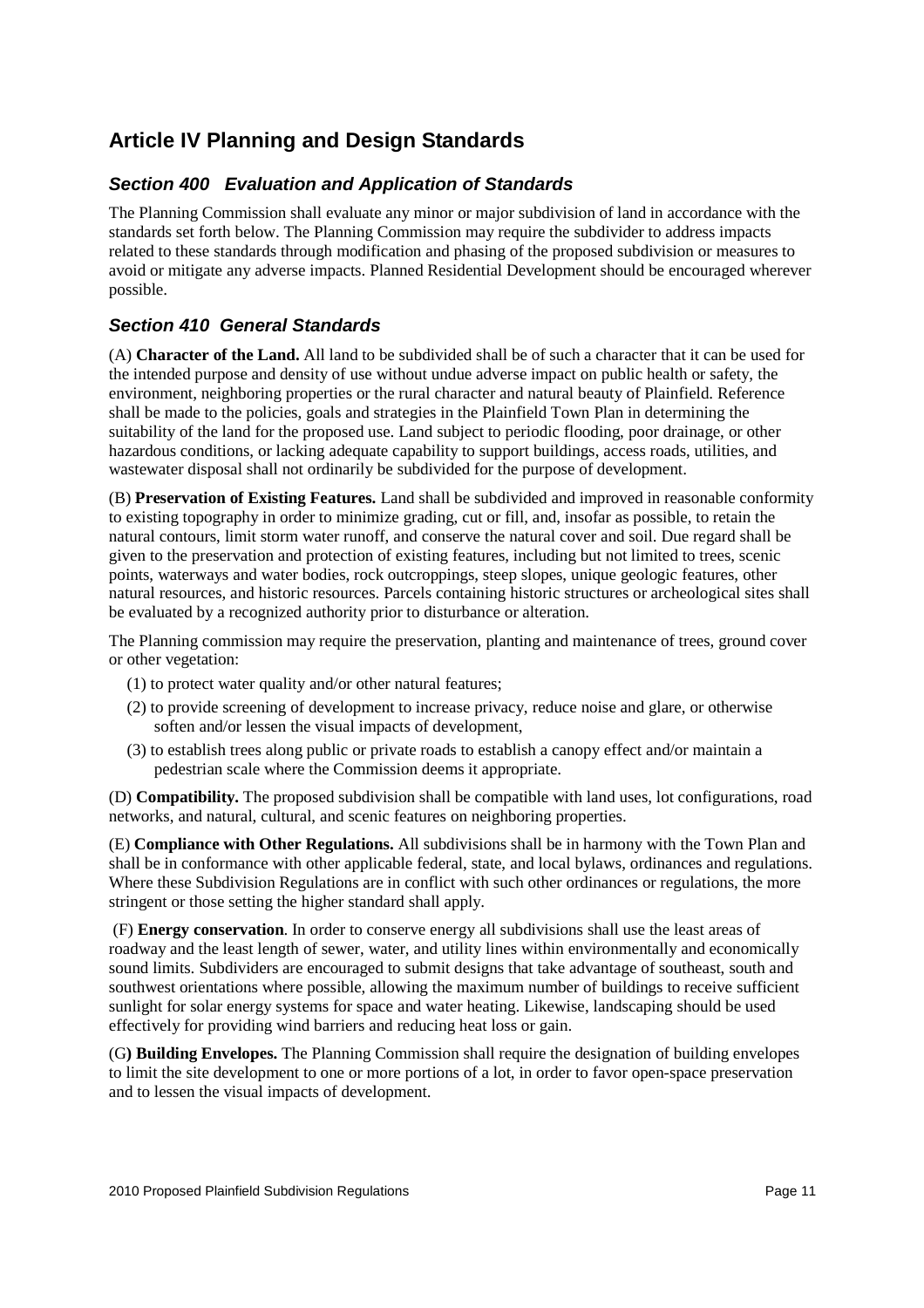# Article IV Planning and Design Standards

## *Section 400 Evaluation and Application of Standards*

The Planning Commission shall evaluate any minor or major subdivision of land in accordance with the standards set forth below. The Planning Commission may require the subdivider to address impacts related to these standards through modification and phasing of the proposed subdivision or measures to avoid or mitigate any adverse impacts. Planned Residential Development should be encouraged wherever possible.

## *Section 410 General Standards*

(A) **Character of the Land.** All land to be subdivided shall be of such a character that it can be used for the intended purpose and density of use without undue adverse impact on public health or safety, the environment, neighboring properties or the rural character and natural beauty of Plainfield. Reference shall be made to the policies, goals and strategies in the Plainfield Town Plan in determining the suitability of the land for the proposed use. Land subject to periodic flooding, poor drainage, or other hazardous conditions, or lacking adequate capability to support buildings, access roads, utilities, and wastewater disposal shall not ordinarily be subdivided for the purpose of development.

(B) **Preservation of Existing Features.** Land shall be subdivided and improved in reasonable conformity to existing topography in order to minimize grading, cut or fill, and, insofar as possible, to retain the natural contours, limit storm water runoff, and conserve the natural cover and soil. Due regard shall be given to the preservation and protection of existing features, including but not limited to trees, scenic points, waterways and water bodies, rock outcroppings, steep slopes, unique geologic features, other natural resources, and historic resources. Parcels containing historic structures or archeological sites shall be evaluated by a recognized authority prior to disturbance or alteration.

The Planning commission may require the preservation, planting and maintenance of trees, ground cover or other vegetation:

(1) to protect water quality and/or other natural features;

(2) to provide screening of development to increase privacy, reduce noise and glare, or otherwise soften and/or lessen the visual impacts of development,

(3) to establish trees along public or private roads to establish a canopy effect and/or maintain a pedestrian scale where the Commission deems it appropriate.

(D) **Compatibility.** The proposed subdivision shall be compatible with land uses, lot configurations, road networks, and natural, cultural, and scenic features on neighboring properties.

(E) **Compliance with Other Regulations.** All subdivisions shall be in harmony with the Town Plan and shall be in conformance with other applicable federal, state, and local bylaws, ordinances and regulations. Where these Subdivision Regulations are in conflict with such other ordinances or regulations, the more stringent or those setting the higher standard shall apply.

(F) **Energy conservation**. In order to conserve energy all subdivisions shall use the least areas of roadway and the least length of sewer, water, and utility lines within environmentally and economically sound limits. Subdividers are encouraged to submit designs that take advantage of southeast, south and southwest orientations where possible, allowing the maximum number of buildings to receive sufficient sunlight for solar energy systems for space and water heating. Likewise, landscaping should be used effectively for providing wind barriers and reducing heat loss or gain.

(G**) Building Envelopes.** The Planning Commission shall require the designation of building envelopes to limit the site development to one or more portions of a lot, in order to favor open-space preservation and to lessen the visual impacts of development.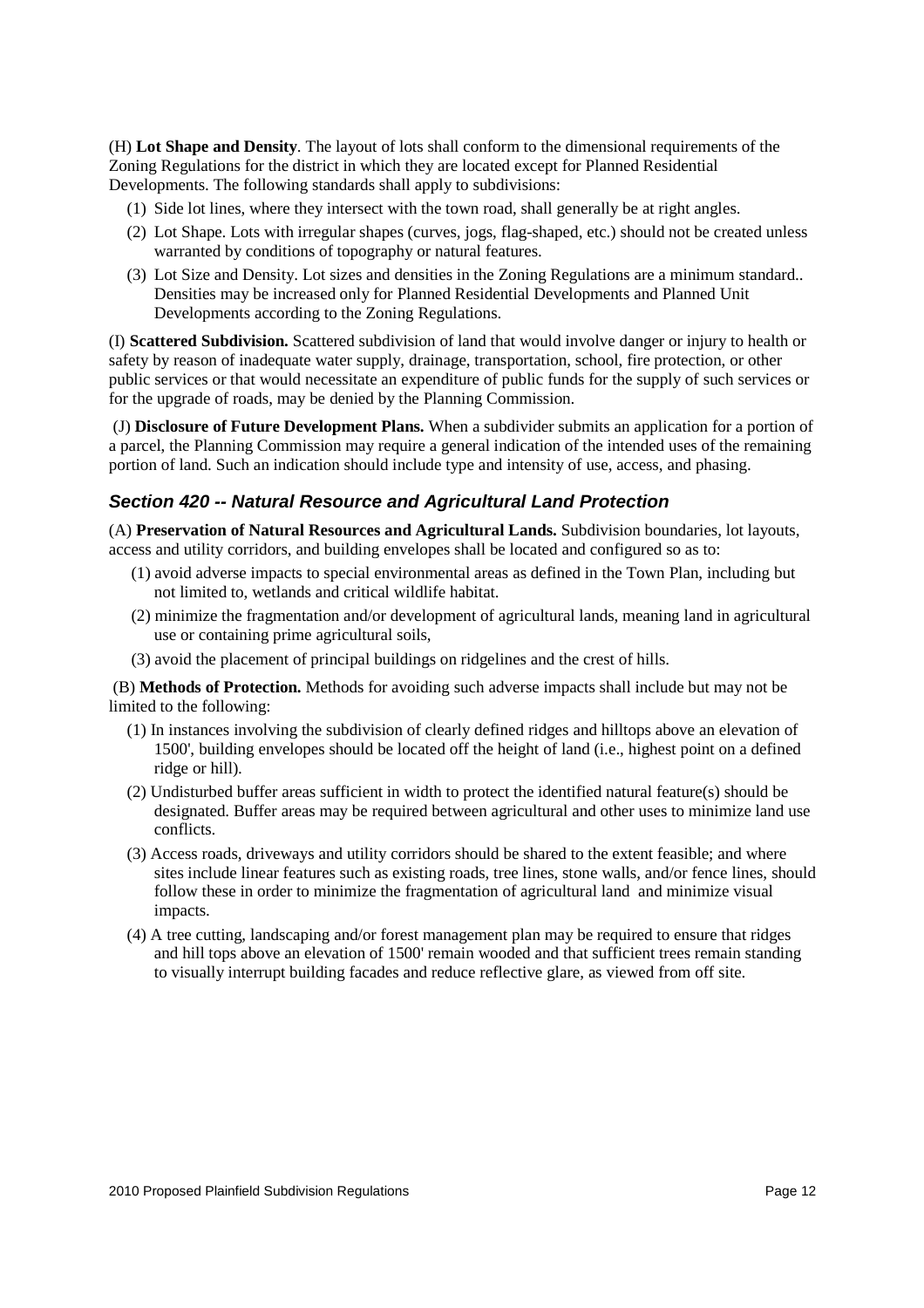(H) **Lot Shape and Density**. The layout of lots shall conform to the dimensional requirements of the Zoning Regulations for the district in which they are located except for Planned Residential Developments. The following standards shall apply to subdivisions:

(1) Side lot lines, where they intersect with the town road, shall generally be at right angles.

(2) Lot Shape. Lots with irregular shapes (curves, jogs, flag-shaped, etc.) should not be created unless warranted by conditions of topography or natural features.

(3) Lot Size and Density. Lot sizes and densities in the Zoning Regulations are a minimum standard.. Densities may be increased only for Planned Residential Developments and Planned Unit Developments according to the Zoning Regulations.

(I) **Scattered Subdivision.** Scattered subdivision of land that would involve danger or injury to health or safety by reason of inadequate water supply, drainage, transportation, school, fire protection, or other public services or that would necessitate an expenditure of public funds for the supply of such services or for the upgrade of roads, may be denied by the Planning Commission.

(J) **Disclosure of Future Development Plans.** When a subdivider submits an application for a portion of a parcel, the Planning Commission may require a general indication of the intended uses of the remaining portion of land. Such an indication should include type and intensity of use, access, and phasing.

### *Section 420 -- Natural Resource and Agricultural Land Protection*

(A) **Preservation of Natural Resources and Agricultural Lands.** Subdivision boundaries, lot layouts, access and utility corridors, and building envelopes shall be located and configured so as to:

(1) avoid adverse impacts to special environmental areas as defined in the Town Plan, including but not limited to, wetlands and critical wildlife habitat.

(2) minimize the fragmentation and/or development of agricultural lands, meaning land in agricultural use or containing prime agricultural soils,

(3) avoid the placement of principal buildings on ridgelines and the crest of hills.

(B) **Methods of Protection.** Methods for avoiding such adverse impacts shall include but may not be limited to the following:

(1) In instances involving the subdivision of clearly defined ridges and hilltops above an elevation of 1500', building envelopes should be located off the height of land (i.e., highest point on a defined ridge or hill).

(2) Undisturbed buffer areas sufficient in width to protect the identified natural feature(s) should be designated. Buffer areas may be required between agricultural and other uses to minimize land use conflicts.

(3) Access roads, driveways and utility corridors should be shared to the extent feasible; and where sites include linear features such as existing roads, tree lines, stone walls, and/or fence lines, should follow these in order to minimize the fragmentation of agricultural land and minimize visual impacts.

(4) A tree cutting, landscaping and/or forest management plan may be required to ensure that ridges and hill tops above an elevation of 1500' remain wooded and that sufficient trees remain standing to visually interrupt building facades and reduce reflective glare, as viewed from off site.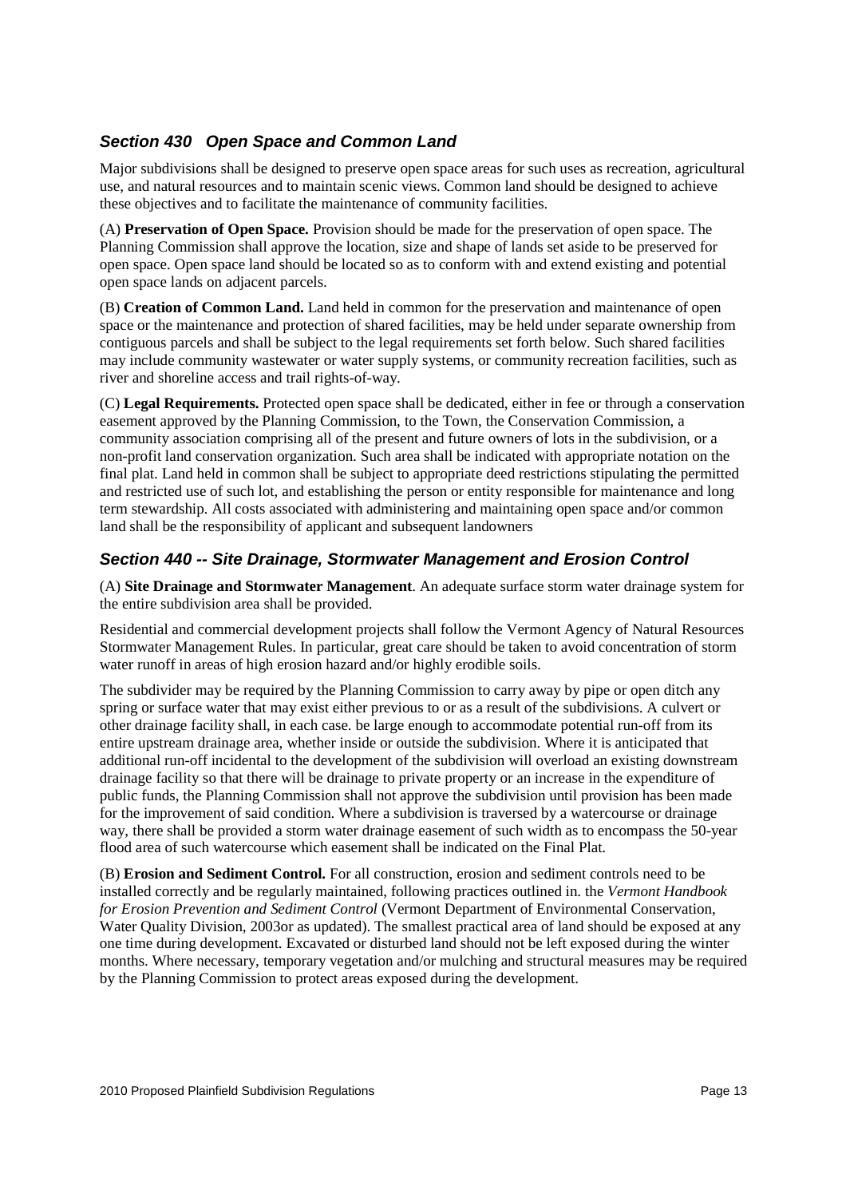## *Section 430 Open Space and Common Land*

Major subdivisions shall be designed to preserve open space areas for such uses as recreation, agricultural use, and natural resources and to maintain scenic views. Common land should be designed to achieve these objectives and to facilitate the maintenance of community facilities.

(A) **Preservation of Open Space.** Provision should be made for the preservation of open space. The Planning Commission shall approve the location, size and shape of lands set aside to be preserved for open space. Open space land should be located so as to conform with and extend existing and potential open space lands on adjacent parcels.

(B) **Creation of Common Land.** Land held in common for the preservation and maintenance of open space or the maintenance and protection of shared facilities, may be held under separate ownership from contiguous parcels and shall be subject to the legal requirements set forth below. Such shared facilities may include community wastewater or water supply systems, or community recreation facilities, such as river and shoreline access and trail rights-of-way.

(C) **Legal Requirements.** Protected open space shall be dedicated, either in fee or through a conservation easement approved by the Planning Commission, to the Town, the Conservation Commission, a community association comprising all of the present and future owners of lots in the subdivision, or a non-profit land conservation organization. Such area shall be indicated with appropriate notation on the final plat. Land held in common shall be subject to appropriate deed restrictions stipulating the permitted and restricted use of such lot, and establishing the person or entity responsible for maintenance and long term stewardship. All costs associated with administering and maintaining open space and/or common land shall be the responsibility of applicant and subsequent landowners

## *Section 440 -- Site Drainage, Stormwater Management and Erosion Control*

(A) **Site Drainage and Stormwater Management**. An adequate surface storm water drainage system for the entire subdivision area shall be provided.

Residential and commercial development projects shall follow the Vermont Agency of Natural Resources Stormwater Management Rules. In particular, great care should be taken to avoid concentration of storm water runoff in areas of high erosion hazard and/or highly erodible soils.

The subdivider may be required by the Planning Commission to carry away by pipe or open ditch any spring or surface water that may exist either previous to or as a result of the subdivisions. A culvert or other drainage facility shall, in each case. be large enough to accommodate potential run-off from its entire upstream drainage area, whether inside or outside the subdivision. Where it is anticipated that additional run-off incidental to the development of the subdivision will overload an existing downstream drainage facility so that there will be drainage to private property or an increase in the expenditure of public funds, the Planning Commission shall not approve the subdivision until provision has been made for the improvement of said condition. Where a subdivision is traversed by a watercourse or drainage way, there shall be provided a storm water drainage easement of such width as to encompass the 50-year flood area of such watercourse which easement shall be indicated on the Final Plat.

(B) **Erosion and Sediment Control.** For all construction, erosion and sediment controls need to be installed correctly and be regularly maintained, following practices outlined in. the *Vermont Handbook for Erosion Prevention and Sediment Control* (Vermont Department of Environmental Conservation, Water Quality Division, 2003or as updated). The smallest practical area of land should be exposed at any one time during development. Excavated or disturbed land should not be left exposed during the winter months. Where necessary, temporary vegetation and/or mulching and structural measures may be required by the Planning Commission to protect areas exposed during the development.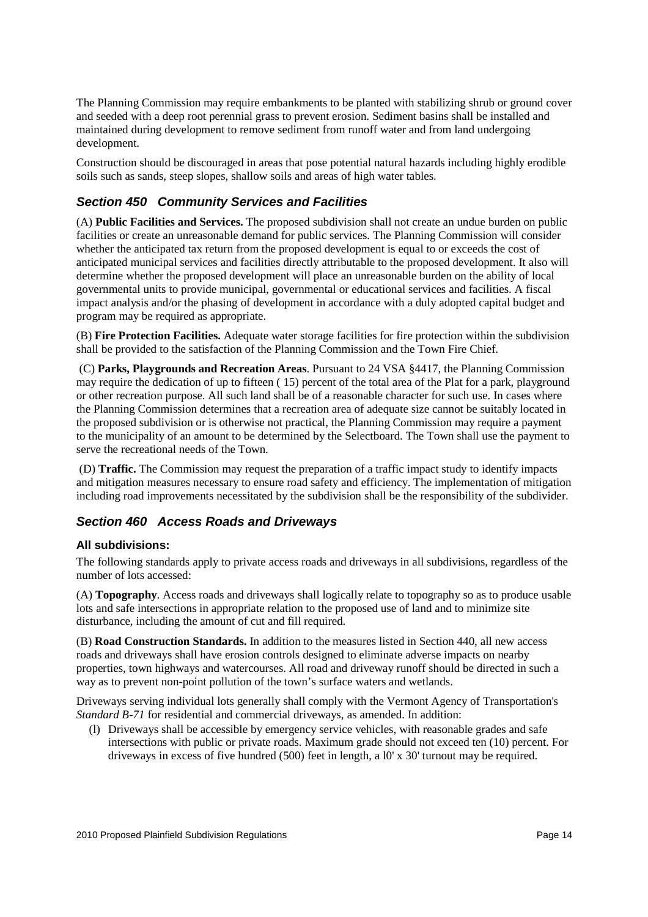The Planning Commission may require embankments to be planted with stabilizing shrub or ground cover and seeded with a deep root perennial grass to prevent erosion. Sediment basins shall be installed and maintained during development to remove sediment from runoff water and from land undergoing development.

Construction should be discouraged in areas that pose potential natural hazards including highly erodible soils such as sands, steep slopes, shallow soils and areas of high water tables.

## *Section 450 Community Services and Facilities*

(A) **Public Facilities and Services.** The proposed subdivision shall not create an undue burden on public facilities or create an unreasonable demand for public services. The Planning Commission will consider whether the anticipated tax return from the proposed development is equal to or exceeds the cost of anticipated municipal services and facilities directly attributable to the proposed development. It also will determine whether the proposed development will place an unreasonable burden on the ability of local governmental units to provide municipal, governmental or educational services and facilities. A fiscal impact analysis and/or the phasing of development in accordance with a duly adopted capital budget and program may be required as appropriate.

(B) **Fire Protection Facilities.** Adequate water storage facilities for fire protection within the subdivision shall be provided to the satisfaction of the Planning Commission and the Town Fire Chief.

(C) **Parks, Playgrounds and Recreation Areas**. Pursuant to 24 VSA §4417, the Planning Commission may require the dedication of up to fifteen ( 15) percent of the total area of the Plat for a park, playground or other recreation purpose. All such land shall be of a reasonable character for such use. In cases where the Planning Commission determines that a recreation area of adequate size cannot be suitably located in the proposed subdivision or is otherwise not practical, the Planning Commission may require a payment to the municipality of an amount to be determined by the Selectboard. The Town shall use the payment to serve the recreational needs of the Town.

(D) **Traffic.** The Commission may request the preparation of a traffic impact study to identify impacts and mitigation measures necessary to ensure road safety and efficiency. The implementation of mitigation including road improvements necessitated by the subdivision shall be the responsibility of the subdivider.

## *Section 460 Access Roads and Driveways*

### All subdivisions:

The following standards apply to private access roads and driveways in all subdivisions, regardless of the number of lots accessed:

(A) **Topography**. Access roads and driveways shall logically relate to topography so as to produce usable lots and safe intersections in appropriate relation to the proposed use of land and to minimize site disturbance, including the amount of cut and fill required.

(B) **Road Construction Standards.** In addition to the measures listed in Section 440, all new access roads and driveways shall have erosion controls designed to eliminate adverse impacts on nearby properties, town highways and watercourses. All road and driveway runoff should be directed in such a way as to prevent non-point pollution of the town's surface waters and wetlands.

Driveways serving individual lots generally shall comply with the Vermont Agency of Transportation's *Standard B-71* for residential and commercial driveways, as amended. In addition:

(l) Driveways shall be accessible by emergency service vehicles, with reasonable grades and safe intersections with public or private roads. Maximum grade should not exceed ten (10) percent. For driveways in excess of five hundred (500) feet in length, a l0' x 30' turnout may be required.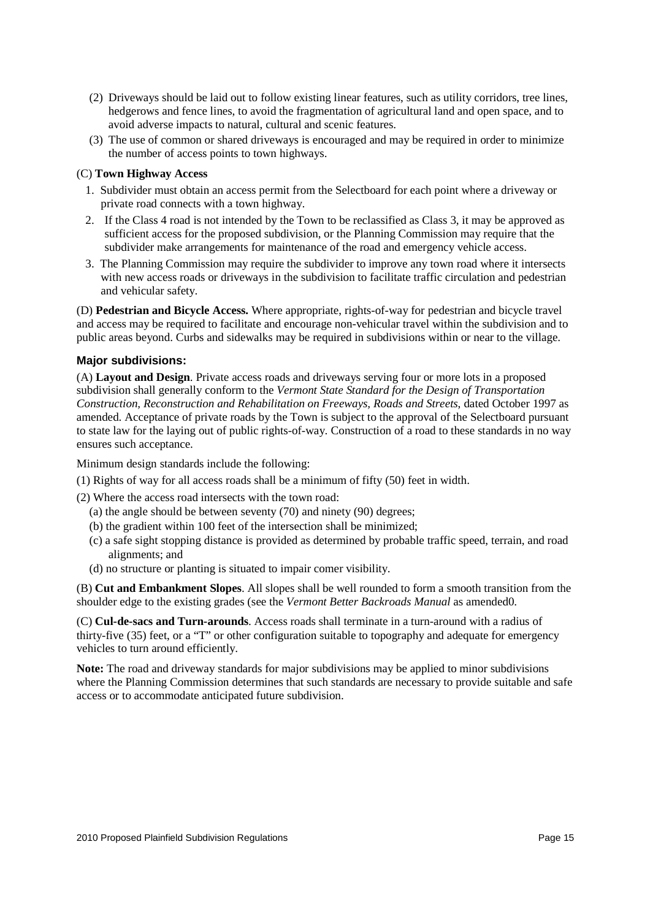(2) Driveways should be laid out to follow existing linear features, such as utility corridors, tree lines, hedgerows and fence lines, to avoid the fragmentation of agricultural land and open space, and to avoid adverse impacts to natural, cultural and scenic features.

(3) The use of common or shared driveways is encouraged and may be required in order to minimize the number of access points to town highways.

(C) **Town Highway Access**

1. Subdivider must obtain an access permit from the Selectboard for each point where a driveway or private road connects with a town highway.
2. If the Class 4 road is not intended by the Town to be reclassified as Class 3, it may be approved as sufficient access for the proposed subdivision, or the Planning Commission may require that the subdivider make arrangements for maintenance of the road and emergency vehicle access.
3. The Planning Commission may require the subdivider to improve any town road where it intersects with new access roads or driveways in the subdivision to facilitate traffic circulation and pedestrian and vehicular safety.

(D) **Pedestrian and Bicycle Access.** Where appropriate, rights-of-way for pedestrian and bicycle travel and access may be required to facilitate and encourage non-vehicular travel within the subdivision and to public areas beyond. Curbs and sidewalks may be required in subdivisions within or near to the village.

### Major subdivisions:

(A) **Layout and Design**. Private access roads and driveways serving four or more lots in a proposed subdivision shall generally conform to the *Vermont State Standard for the Design of Transportation Construction, Reconstruction and Rehabilitation on Freeways, Roads and Streets,* dated October 1997 as amended. Acceptance of private roads by the Town is subject to the approval of the Selectboard pursuant to state law for the laying out of public rights-of-way. Construction of a road to these standards in no way ensures such acceptance.

Minimum design standards include the following:

(1) Rights of way for all access roads shall be a minimum of fifty (50) feet in width.

(2) Where the access road intersects with the town road:

(a) the angle should be between seventy (70) and ninety (90) degrees;

(b) the gradient within 100 feet of the intersection shall be minimized;

(c) a safe sight stopping distance is provided as determined by probable traffic speed, terrain, and road alignments; and

(d) no structure or planting is situated to impair comer visibility.

(B) **Cut and Embankment Slopes**. All slopes shall be well rounded to form a smooth transition from the shoulder edge to the existing grades (see the *Vermont Better Backroads Manual* as amended0.

(C) **Cul-de-sacs and Turn-arounds**. Access roads shall terminate in a turn-around with a radius of thirty-five (35) feet, or a "T" or other configuration suitable to topography and adequate for emergency vehicles to turn around efficiently.

**Note:** The road and driveway standards for major subdivisions may be applied to minor subdivisions where the Planning Commission determines that such standards are necessary to provide suitable and safe access or to accommodate anticipated future subdivision.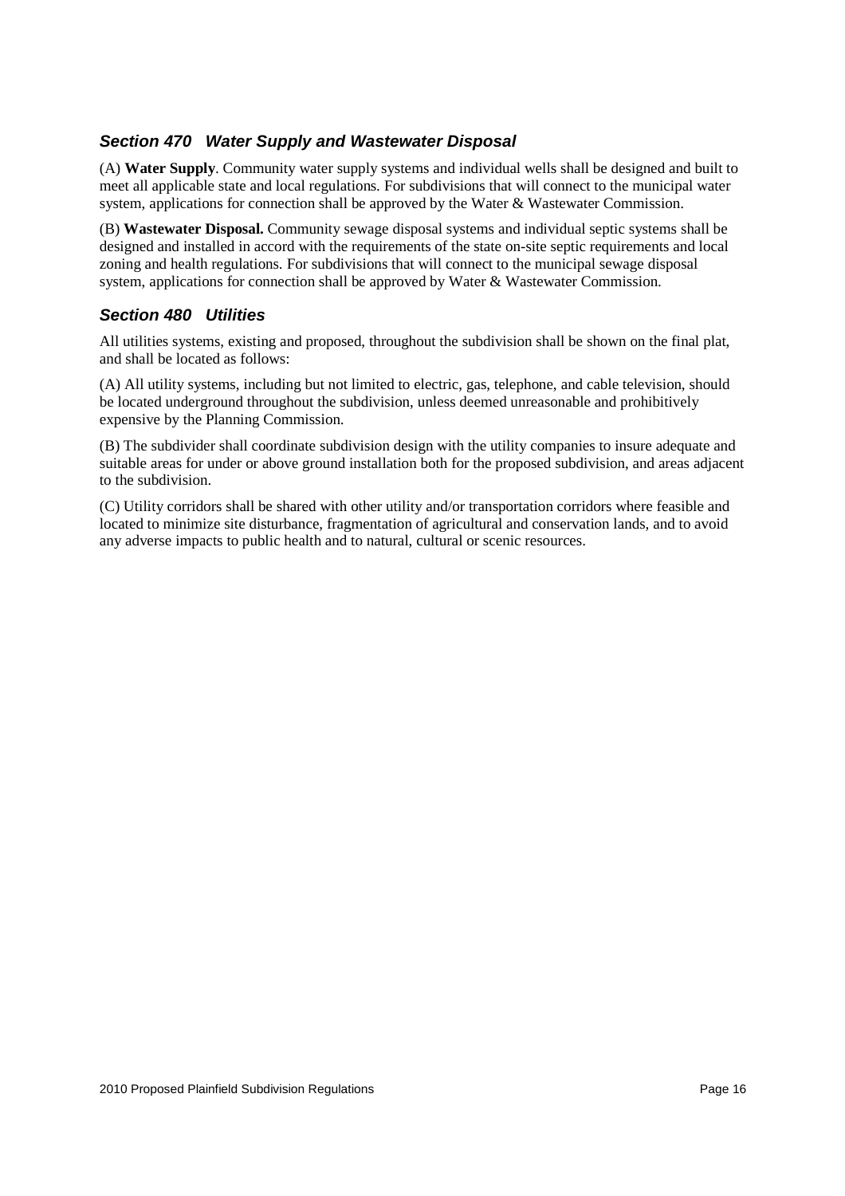## *Section 470 Water Supply and Wastewater Disposal*

(A) **Water Supply**. Community water supply systems and individual wells shall be designed and built to meet all applicable state and local regulations. For subdivisions that will connect to the municipal water system, applications for connection shall be approved by the Water & Wastewater Commission.

(B) **Wastewater Disposal.** Community sewage disposal systems and individual septic systems shall be designed and installed in accord with the requirements of the state on-site septic requirements and local zoning and health regulations. For subdivisions that will connect to the municipal sewage disposal system, applications for connection shall be approved by Water & Wastewater Commission.

## *Section 480 Utilities*

All utilities systems, existing and proposed, throughout the subdivision shall be shown on the final plat, and shall be located as follows:

(A) All utility systems, including but not limited to electric, gas, telephone, and cable television, should be located underground throughout the subdivision, unless deemed unreasonable and prohibitively expensive by the Planning Commission.

(B) The subdivider shall coordinate subdivision design with the utility companies to insure adequate and suitable areas for under or above ground installation both for the proposed subdivision, and areas adjacent to the subdivision.

(C) Utility corridors shall be shared with other utility and/or transportation corridors where feasible and located to minimize site disturbance, fragmentation of agricultural and conservation lands, and to avoid any adverse impacts to public health and to natural, cultural or scenic resources.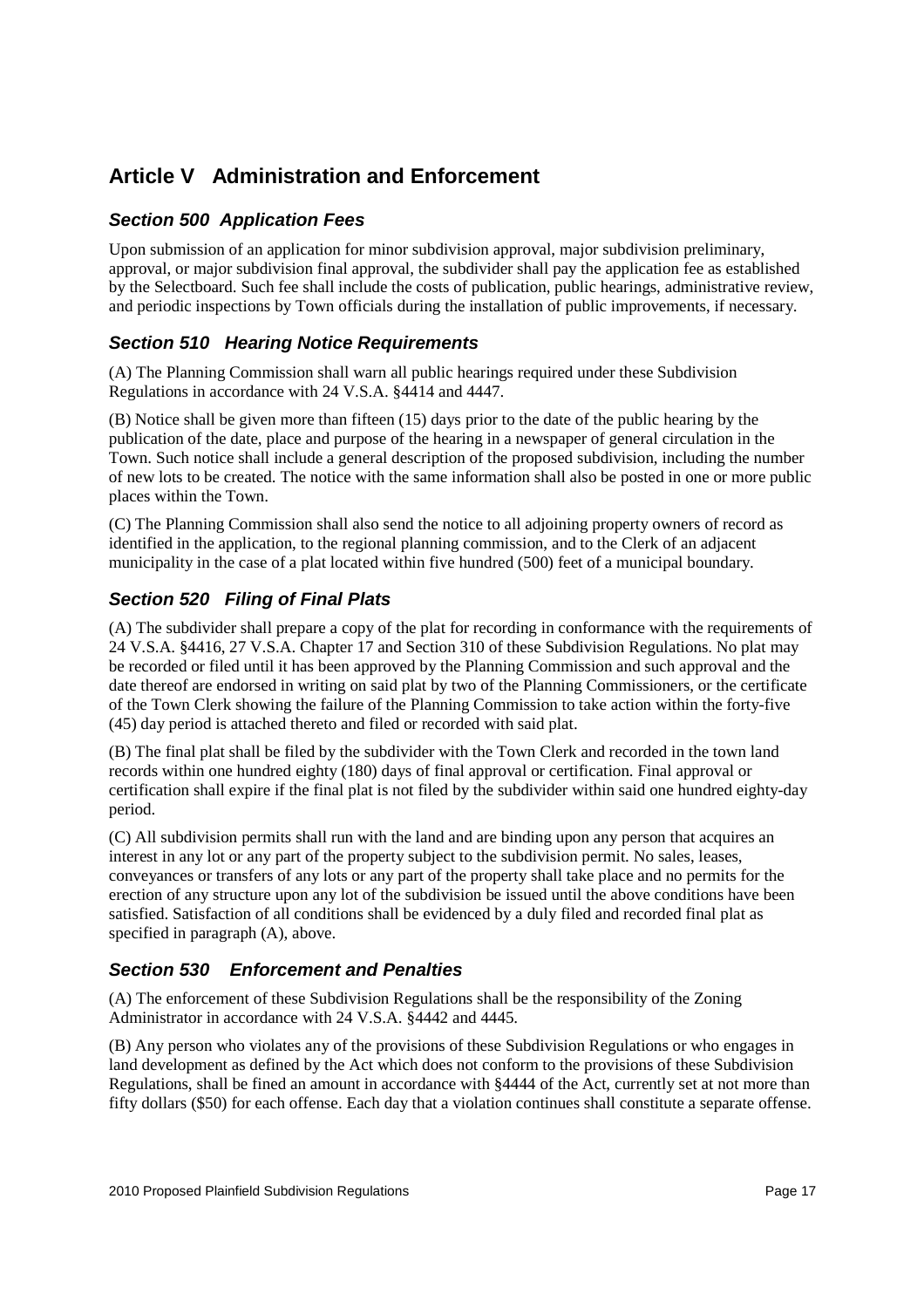# Article V  Administration and Enforcement

## *Section 500  Application Fees*

Upon submission of an application for minor subdivision approval, major subdivision preliminary, approval, or major subdivision final approval, the subdivider shall pay the application fee as established by the Selectboard. Such fee shall include the costs of publication, public hearings, administrative review, and periodic inspections by Town officials during the installation of public improvements, if necessary.

## *Section 510  Hearing Notice Requirements*

(A) The Planning Commission shall warn all public hearings required under these Subdivision Regulations in accordance with 24 V.S.A. §4414 and 4447.

(B) Notice shall be given more than fifteen (15) days prior to the date of the public hearing by the publication of the date, place and purpose of the hearing in a newspaper of general circulation in the Town. Such notice shall include a general description of the proposed subdivision, including the number of new lots to be created. The notice with the same information shall also be posted in one or more public places within the Town.

(C) The Planning Commission shall also send the notice to all adjoining property owners of record as identified in the application, to the regional planning commission, and to the Clerk of an adjacent municipality in the case of a plat located within five hundred (500) feet of a municipal boundary.

## *Section 520  Filing of Final Plats*

(A) The subdivider shall prepare a copy of the plat for recording in conformance with the requirements of 24 V.S.A. §4416, 27 V.S.A. Chapter 17 and Section 310 of these Subdivision Regulations. No plat may be recorded or filed until it has been approved by the Planning Commission and such approval and the date thereof are endorsed in writing on said plat by two of the Planning Commissioners, or the certificate of the Town Clerk showing the failure of the Planning Commission to take action within the forty-five (45) day period is attached thereto and filed or recorded with said plat.

(B) The final plat shall be filed by the subdivider with the Town Clerk and recorded in the town land records within one hundred eighty (180) days of final approval or certification. Final approval or certification shall expire if the final plat is not filed by the subdivider within said one hundred eighty-day period.

(C) All subdivision permits shall run with the land and are binding upon any person that acquires an interest in any lot or any part of the property subject to the subdivision permit. No sales, leases, conveyances or transfers of any lots or any part of the property shall take place and no permits for the erection of any structure upon any lot of the subdivision be issued until the above conditions have been satisfied. Satisfaction of all conditions shall be evidenced by a duly filed and recorded final plat as specified in paragraph (A), above.

## *Section 530  Enforcement and Penalties*

(A) The enforcement of these Subdivision Regulations shall be the responsibility of the Zoning Administrator in accordance with 24 V.S.A. §4442 and 4445.

(B) Any person who violates any of the provisions of these Subdivision Regulations or who engages in land development as defined by the Act which does not conform to the provisions of these Subdivision Regulations, shall be fined an amount in accordance with §4444 of the Act, currently set at not more than fifty dollars ($50) for each offense. Each day that a violation continues shall constitute a separate offense.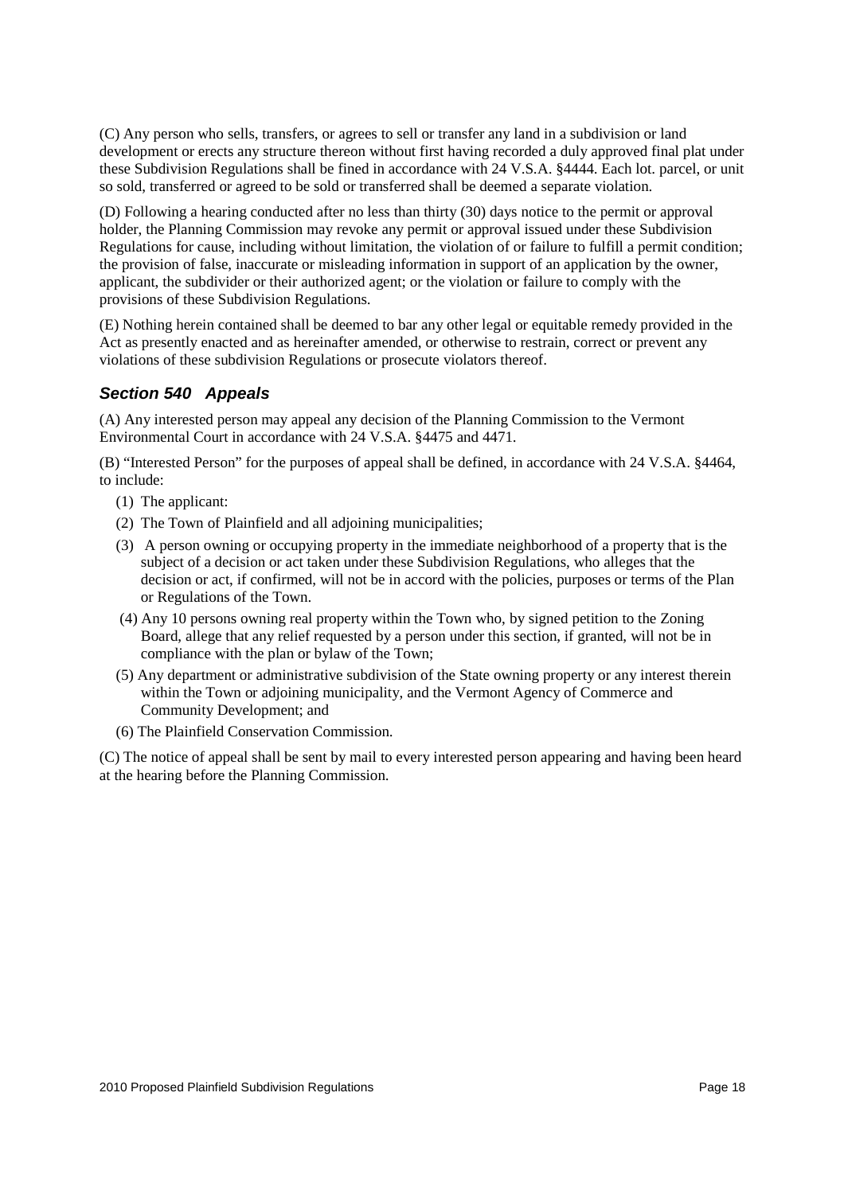(C) Any person who sells, transfers, or agrees to sell or transfer any land in a subdivision or land development or erects any structure thereon without first having recorded a duly approved final plat under these Subdivision Regulations shall be fined in accordance with 24 V.S.A. §4444. Each lot. parcel, or unit so sold, transferred or agreed to be sold or transferred shall be deemed a separate violation.

(D) Following a hearing conducted after no less than thirty (30) days notice to the permit or approval holder, the Planning Commission may revoke any permit or approval issued under these Subdivision Regulations for cause, including without limitation, the violation of or failure to fulfill a permit condition; the provision of false, inaccurate or misleading information in support of an application by the owner, applicant, the subdivider or their authorized agent; or the violation or failure to comply with the provisions of these Subdivision Regulations.

(E) Nothing herein contained shall be deemed to bar any other legal or equitable remedy provided in the Act as presently enacted and as hereinafter amended, or otherwise to restrain, correct or prevent any violations of these subdivision Regulations or prosecute violators thereof.

### *Section 540 Appeals*

(A) Any interested person may appeal any decision of the Planning Commission to the Vermont Environmental Court in accordance with 24 V.S.A. §4475 and 4471.

(B) "Interested Person" for the purposes of appeal shall be defined, in accordance with 24 V.S.A. §4464, to include:

(1) The applicant:

(2) The Town of Plainfield and all adjoining municipalities;

(3) A person owning or occupying property in the immediate neighborhood of a property that is the subject of a decision or act taken under these Subdivision Regulations, who alleges that the decision or act, if confirmed, will not be in accord with the policies, purposes or terms of the Plan or Regulations of the Town.

(4) Any 10 persons owning real property within the Town who, by signed petition to the Zoning Board, allege that any relief requested by a person under this section, if granted, will not be in compliance with the plan or bylaw of the Town;

(5) Any department or administrative subdivision of the State owning property or any interest therein within the Town or adjoining municipality, and the Vermont Agency of Commerce and Community Development; and

(6) The Plainfield Conservation Commission.

(C) The notice of appeal shall be sent by mail to every interested person appearing and having been heard at the hearing before the Planning Commission.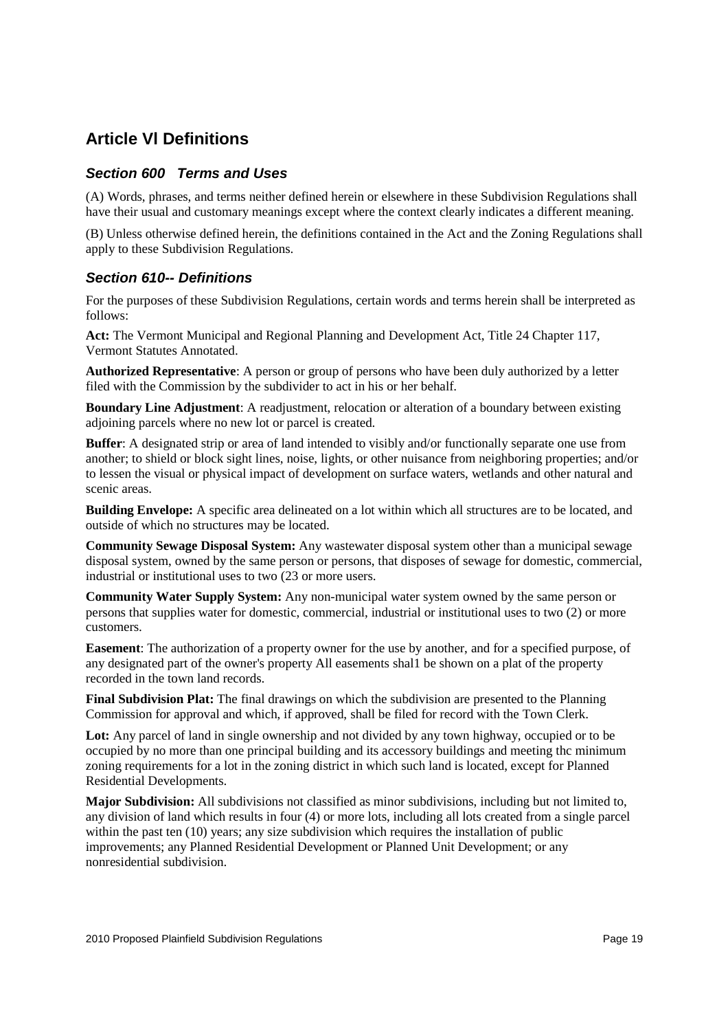# Article Vl Definitions

## *Section 600 Terms and Uses*

(A) Words, phrases, and terms neither defined herein or elsewhere in these Subdivision Regulations shall have their usual and customary meanings except where the context clearly indicates a different meaning.

(B) Unless otherwise defined herein, the definitions contained in the Act and the Zoning Regulations shall apply to these Subdivision Regulations.

## *Section 610-- Definitions*

For the purposes of these Subdivision Regulations, certain words and terms herein shall be interpreted as follows:

**Act:** The Vermont Municipal and Regional Planning and Development Act, Title 24 Chapter 117, Vermont Statutes Annotated.

**Authorized Representative**: A person or group of persons who have been duly authorized by a letter filed with the Commission by the subdivider to act in his or her behalf.

**Boundary Line Adjustment**: A readjustment, relocation or alteration of a boundary between existing adjoining parcels where no new lot or parcel is created.

**Buffer**: A designated strip or area of land intended to visibly and/or functionally separate one use from another; to shield or block sight lines, noise, lights, or other nuisance from neighboring properties; and/or to lessen the visual or physical impact of development on surface waters, wetlands and other natural and scenic areas.

**Building Envelope:** A specific area delineated on a lot within which all structures are to be located, and outside of which no structures may be located.

**Community Sewage Disposal System:** Any wastewater disposal system other than a municipal sewage disposal system, owned by the same person or persons, that disposes of sewage for domestic, commercial, industrial or institutional uses to two (23 or more users.

**Community Water Supply System:** Any non-municipal water system owned by the same person or persons that supplies water for domestic, commercial, industrial or institutional uses to two (2) or more customers.

**Easement**: The authorization of a property owner for the use by another, and for a specified purpose, of any designated part of the owner's property All easements shal1 be shown on a plat of the property recorded in the town land records.

**Final Subdivision Plat:** The final drawings on which the subdivision are presented to the Planning Commission for approval and which, if approved, shall be filed for record with the Town Clerk.

**Lot:** Any parcel of land in single ownership and not divided by any town highway, occupied or to be occupied by no more than one principal building and its accessory buildings and meeting thc minimum zoning requirements for a lot in the zoning district in which such land is located, except for Planned Residential Developments.

**Major Subdivision:** All subdivisions not classified as minor subdivisions, including but not limited to, any division of land which results in four (4) or more lots, including all lots created from a single parcel within the past ten (10) years; any size subdivision which requires the installation of public improvements; any Planned Residential Development or Planned Unit Development; or any nonresidential subdivision.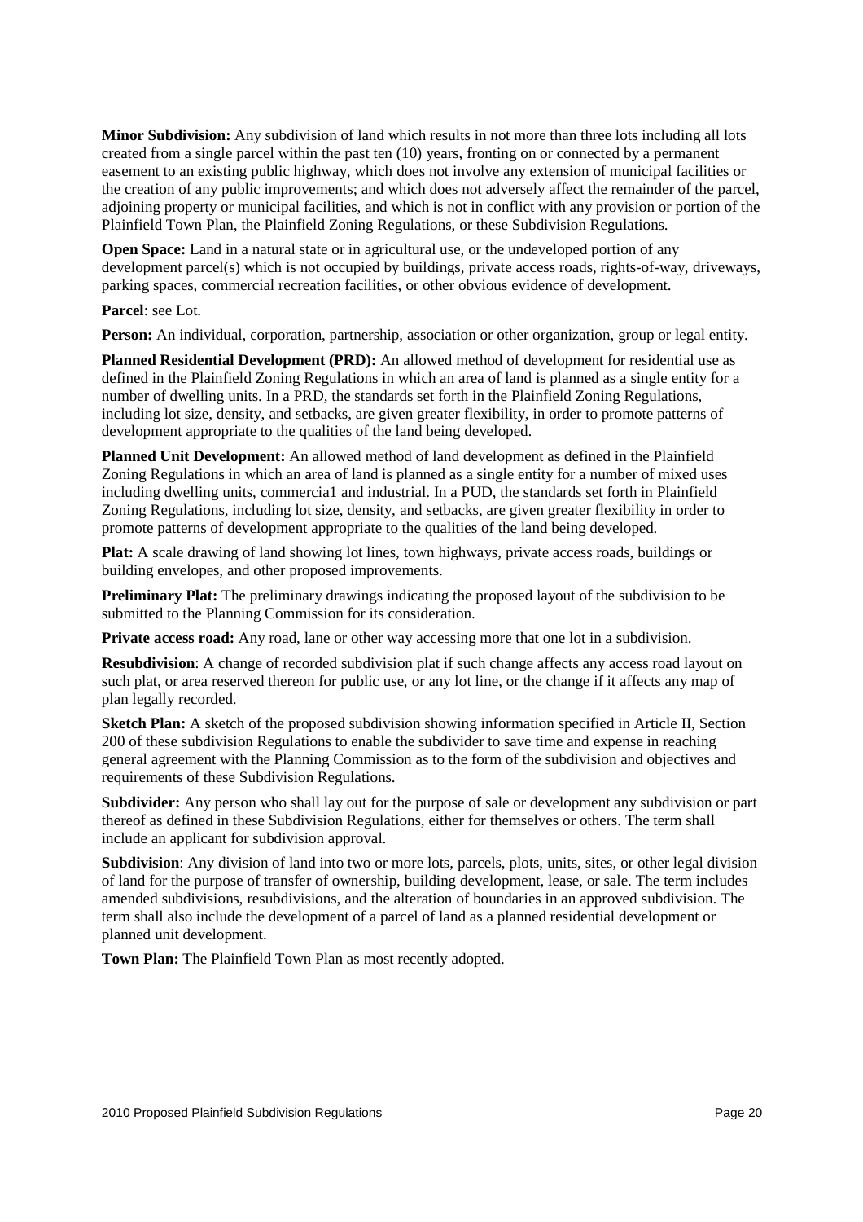**Minor Subdivision:** Any subdivision of land which results in not more than three lots including all lots created from a single parcel within the past ten (10) years, fronting on or connected by a permanent easement to an existing public highway, which does not involve any extension of municipal facilities or the creation of any public improvements; and which does not adversely affect the remainder of the parcel, adjoining property or municipal facilities, and which is not in conflict with any provision or portion of the Plainfield Town Plan, the Plainfield Zoning Regulations, or these Subdivision Regulations.

**Open Space:** Land in a natural state or in agricultural use, or the undeveloped portion of any development parcel(s) which is not occupied by buildings, private access roads, rights-of-way, driveways, parking spaces, commercial recreation facilities, or other obvious evidence of development.

**Parcel**: see Lot.

**Person:** An individual, corporation, partnership, association or other organization, group or legal entity.

**Planned Residential Development (PRD):** An allowed method of development for residential use as defined in the Plainfield Zoning Regulations in which an area of land is planned as a single entity for a number of dwelling units. In a PRD, the standards set forth in the Plainfield Zoning Regulations, including lot size, density, and setbacks, are given greater flexibility, in order to promote patterns of development appropriate to the qualities of the land being developed.

**Planned Unit Development:** An allowed method of land development as defined in the Plainfield Zoning Regulations in which an area of land is planned as a single entity for a number of mixed uses including dwelling units, commercia1 and industrial. In a PUD, the standards set forth in Plainfield Zoning Regulations, including lot size, density, and setbacks, are given greater flexibility in order to promote patterns of development appropriate to the qualities of the land being developed.

**Plat:** A scale drawing of land showing lot lines, town highways, private access roads, buildings or building envelopes, and other proposed improvements.

**Preliminary Plat:** The preliminary drawings indicating the proposed layout of the subdivision to be submitted to the Planning Commission for its consideration.

**Private access road:** Any road, lane or other way accessing more that one lot in a subdivision.

**Resubdivision**: A change of recorded subdivision plat if such change affects any access road layout on such plat, or area reserved thereon for public use, or any lot line, or the change if it affects any map of plan legally recorded.

**Sketch Plan:** A sketch of the proposed subdivision showing information specified in Article II, Section 200 of these subdivision Regulations to enable the subdivider to save time and expense in reaching general agreement with the Planning Commission as to the form of the subdivision and objectives and requirements of these Subdivision Regulations.

**Subdivider:** Any person who shall lay out for the purpose of sale or development any subdivision or part thereof as defined in these Subdivision Regulations, either for themselves or others. The term shall include an applicant for subdivision approval.

**Subdivision**: Any division of land into two or more lots, parcels, plots, units, sites, or other legal division of land for the purpose of transfer of ownership, building development, lease, or sale. The term includes amended subdivisions, resubdivisions, and the alteration of boundaries in an approved subdivision. The term shall also include the development of a parcel of land as a planned residential development or planned unit development.

**Town Plan:** The Plainfield Town Plan as most recently adopted.